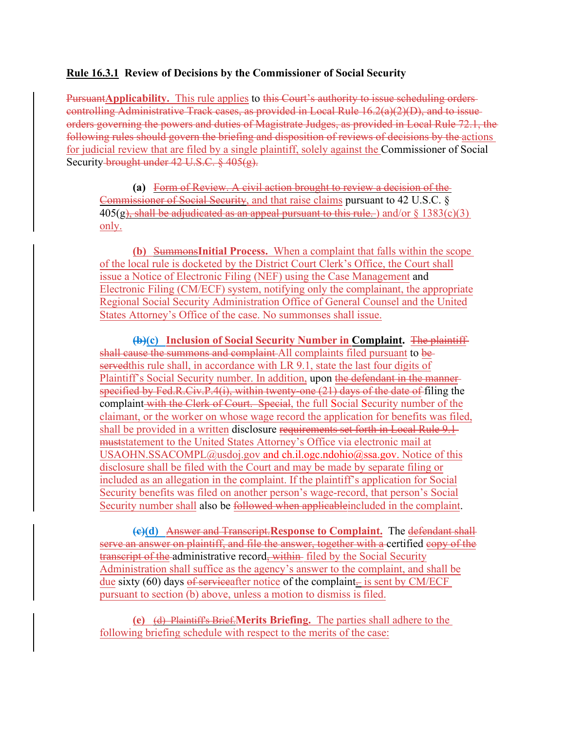**Rule 16.3.1 Review of Decisions by the Commissioner of Social Security**

~~Pursuant~~**Applicability.** This rule applies to ~~this Court's authority to issue scheduling orders controlling Administrative Track cases, as provided in Local Rule 16.2(a)(2)(D), and to issue orders governing the powers and duties of Magistrate Judges, as provided in Local Rule 72.1, the following rules should govern the briefing and disposition of reviews of decisions by the~~ actions for judicial review that are filed by a single plaintiff, solely against the Commissioner of Social Security ~~brought under 42 U.S.C. § 405(g).~~

> **(a)** ~~Form of Review. A civil action brought to review a decision of the Commissioner of Social Security~~, and that raise claims pursuant to 42 U.S.C. § 405(g~~), shall be adjudicated as an appeal pursuant to this rule.~~) and/or § 1383(c)(3) only.

> **(b)** ~~Summons~~**Initial Process.** When a complaint that falls within the scope of the local rule is docketed by the District Court Clerk's Office, the Court shall issue a Notice of Electronic Filing (NEF) using the Case Management and Electronic Filing (CM/ECF) system, notifying only the complainant, the appropriate Regional Social Security Administration Office of General Counsel and the United States Attorney's Office of the case. No summonses shall issue.

> ~~(b)~~**(c)** **Inclusion of Social Security Number in Complaint.** ~~The plaintiff shall cause the summons and complaint~~ All complaints filed pursuant to ~~be served~~this rule shall, in accordance with LR 9.1, state the last four digits of Plaintiff's Social Security number. In addition, upon ~~the defendant in the manner specified by Fed.R.Civ.P.4(i), within twenty-one (21) days of the date of~~ filing the complaint ~~with the Clerk of Court. Special~~, the full Social Security number of the claimant, or the worker on whose wage record the application for benefits was filed, shall be provided in a written disclosure ~~requirements set forth in Local Rule 9.1 must~~statement to the United States Attorney's Office via electronic mail at USAOHN.SSACOMPL@usdoj.gov and ch.il.ogc.ndohio@ssa.gov. Notice of this disclosure shall be filed with the Court and may be made by separate filing or included as an allegation in the complaint. If the plaintiff's application for Social Security benefits was filed on another person's wage-record, that person's Social Security number shall also be ~~followed when applicable~~included in the complaint.

> ~~(c)~~**(d)** ~~Answer and Transcript.~~**Response to Complaint.** The ~~defendant shall serve an answer on plaintiff, and file the answer, together with a~~ certified ~~copy of the transcript of the~~ administrative record~~, within~~ filed by the Social Security Administration shall suffice as the agency's answer to the complaint, and shall be due sixty (60) days ~~of service~~after notice of the complaint~~.~~ is sent by CM/ECF pursuant to section (b) above, unless a motion to dismiss is filed.

> **(e)** ~~(d) Plaintiff's Brief.~~**Merits Briefing.** The parties shall adhere to the following briefing schedule with respect to the merits of the case: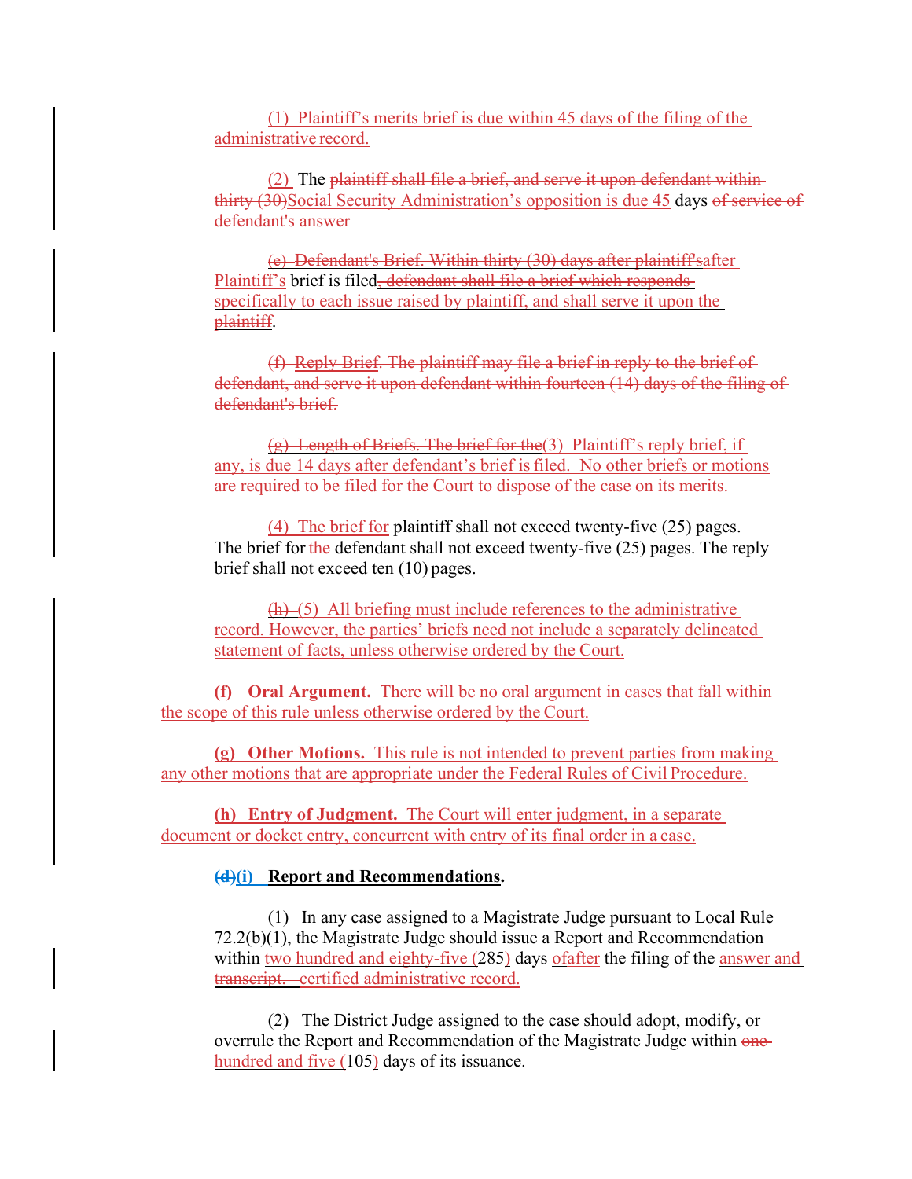(1) Plaintiff's merits brief is due within 45 days of the filing of the administrative record.

(2) The ~~plaintiff shall file a brief, and serve it upon defendant within thirty (30)~~Social Security Administration's opposition is due 45 days ~~of service of defendant's answer~~

~~(e) Defendant's Brief. Within thirty (30) days after plaintiff's~~after Plaintiff's brief is filed~~, defendant shall file a brief which responds specifically to each issue raised by plaintiff, and shall serve it upon the plaintiff~~.

~~(f) Reply Brief. The plaintiff may file a brief in reply to the brief of defendant, and serve it upon defendant within fourteen (14) days of the filing of defendant's brief.~~

~~(g) Length of Briefs. The brief for the~~(3) Plaintiff's reply brief, if any, is due 14 days after defendant's brief is filed. No other briefs or motions are required to be filed for the Court to dispose of the case on its merits.

(4) The brief for plaintiff shall not exceed twenty-five (25) pages. The brief for ~~the~~ defendant shall not exceed twenty-five (25) pages. The reply brief shall not exceed ten (10) pages.

~~(h)~~ (5) All briefing must include references to the administrative record. However, the parties' briefs need not include a separately delineated statement of facts, unless otherwise ordered by the Court.

**(f) Oral Argument.** There will be no oral argument in cases that fall within the scope of this rule unless otherwise ordered by the Court.

**(g) Other Motions.** This rule is not intended to prevent parties from making any other motions that are appropriate under the Federal Rules of Civil Procedure.

**(h) Entry of Judgment.** The Court will enter judgment, in a separate document or docket entry, concurrent with entry of its final order in a case.

**~~(d)~~(i) Report and Recommendations.**

(1) In any case assigned to a Magistrate Judge pursuant to Local Rule 72.2(b)(1), the Magistrate Judge should issue a Report and Recommendation within ~~two hundred and eighty-five (~~285~~)~~ days ~~of~~after the filing of the ~~answer and transcript.~~ certified administrative record.

(2) The District Judge assigned to the case should adopt, modify, or overrule the Report and Recommendation of the Magistrate Judge within ~~one hundred and five (~~105~~)~~ days of its issuance.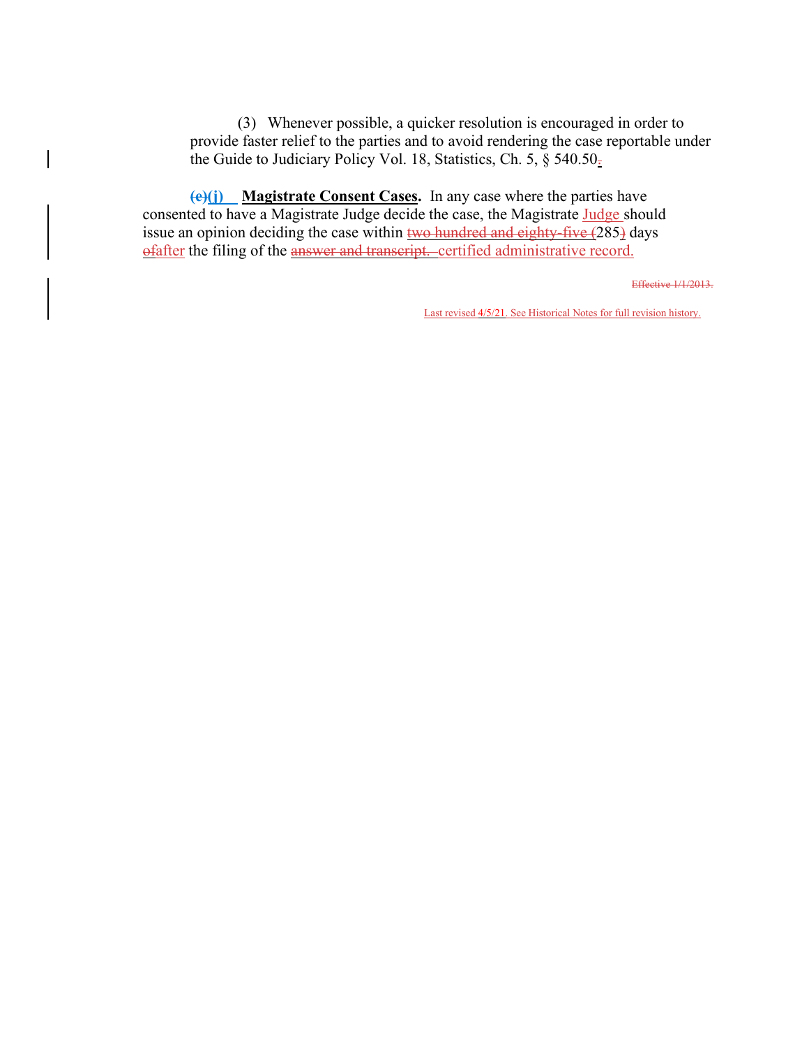(3) Whenever possible, a quicker resolution is encouraged in order to provide faster relief to the parties and to avoid rendering the case reportable under the Guide to Judiciary Policy Vol. 18, Statistics, Ch. 5, § 540.50~~.~~

~~(e)~~**(j)** **Magistrate Consent Cases.** In any case where the parties have consented to have a Magistrate Judge decide the case, the Magistrate Judge should issue an opinion deciding the case within ~~two hundred and eighty-five (~~285~~)~~ days ~~of~~after the filing of the ~~answer and transcript.~~ certified administrative record.

~~Effective 1/1/2013.~~

Last revised 4/5/21. See Historical Notes for full revision history.